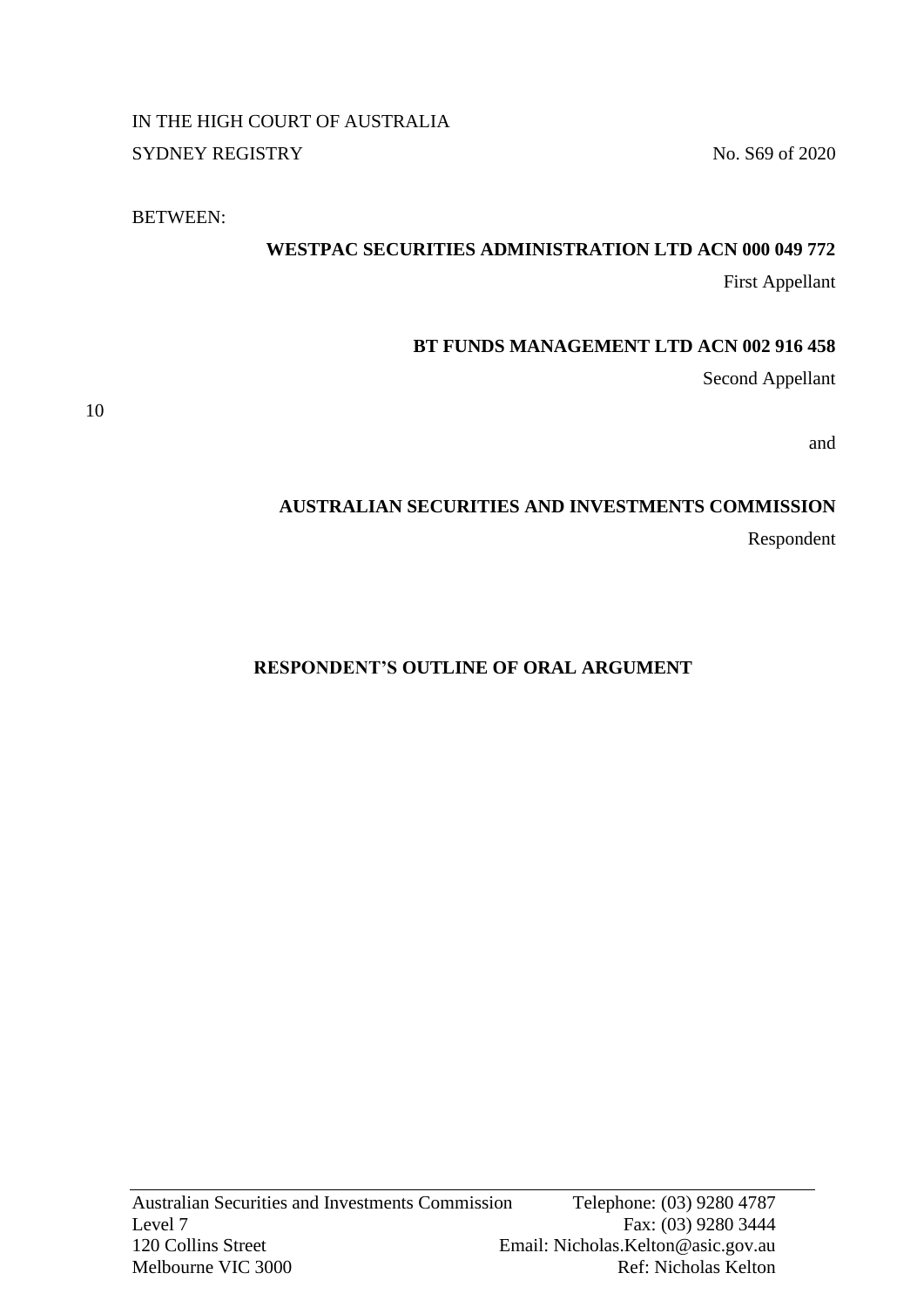IN THE HIGH COURT OF AUSTRALIA

SYDNEY REGISTRY No. S69 of 2020

BETWEEN:

**WESTPAC SECURITIES ADMINISTRATION LTD ACN 000 049 772**

First Appellant

**BT FUNDS MANAGEMENT LTD ACN 002 916 458**

Second Appellant

and

**AUSTRALIAN SECURITIES AND INVESTMENTS COMMISSION**

Respondent

**RESPONDENT'S OUTLINE OF ORAL ARGUMENT**

---

Australian Securities and Investments Commission
Level 7
120 Collins Street
Melbourne VIC 3000

Telephone: (03) 9280 4787
Fax: (03) 9280 3444
Email: Nicholas.Kelton@asic.gov.au
Ref: Nicholas Kelton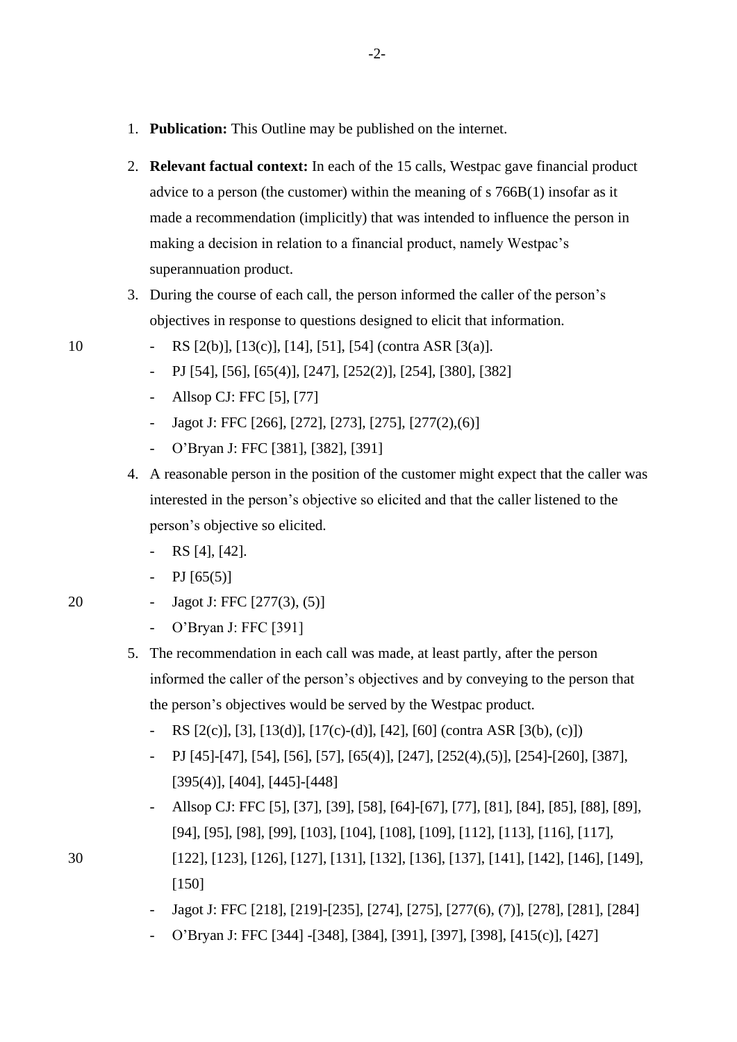1. **Publication:** This Outline may be published on the internet.

2. **Relevant factual context:** In each of the 15 calls, Westpac gave financial product advice to a person (the customer) within the meaning of s 766B(1) insofar as it made a recommendation (implicitly) that was intended to influence the person in making a decision in relation to a financial product, namely Westpac's superannuation product.

3. During the course of each call, the person informed the caller of the person's objectives in response to questions designed to elicit that information.
   - RS [2(b)], [13(c)], [14], [51], [54] (contra ASR [3(a)].
   - PJ [54], [56], [65(4)], [247], [252(2)], [254], [380], [382]
   - Allsop CJ: FFC [5], [77]
   - Jagot J: FFC [266], [272], [273], [275], [277(2),(6)]
   - O'Bryan J: FFC [381], [382], [391]

4. A reasonable person in the position of the customer might expect that the caller was interested in the person's objective so elicited and that the caller listened to the person's objective so elicited.
   - RS [4], [42].
   - PJ [65(5)]
   - Jagot J: FFC [277(3), (5)]
   - O'Bryan J: FFC [391]

5. The recommendation in each call was made, at least partly, after the person informed the caller of the person's objectives and by conveying to the person that the person's objectives would be served by the Westpac product.
   - RS [2(c)], [3], [13(d)], [17(c)-(d)], [42], [60] (contra ASR [3(b), (c)])
   - PJ [45]-[47], [54], [56], [57], [65(4)], [247], [252(4),(5)], [254]-[260], [387], [395(4)], [404], [445]-[448]
   - Allsop CJ: FFC [5], [37], [39], [58], [64]-[67], [77], [81], [84], [85], [88], [89], [94], [95], [98], [99], [103], [104], [108], [109], [112], [113], [116], [117], [122], [123], [126], [127], [131], [132], [136], [137], [141], [142], [146], [149], [150]
   - Jagot J: FFC [218], [219]-[235], [274], [275], [277(6), (7)], [278], [281], [284]
   - O'Bryan J: FFC [344] -[348], [384], [391], [397], [398], [415(c)], [427]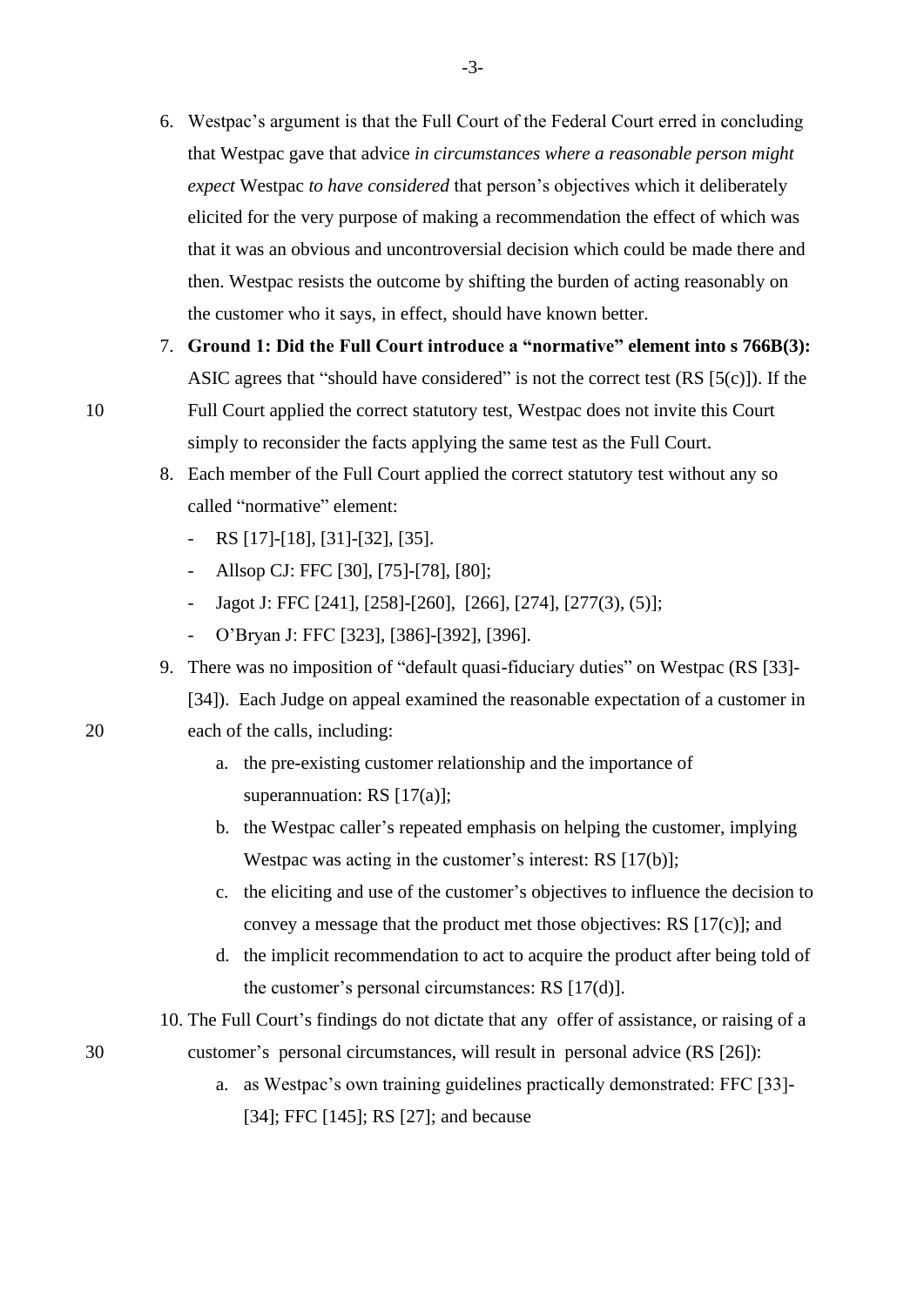6. Westpac's argument is that the Full Court of the Federal Court erred in concluding that Westpac gave that advice *in circumstances where a reasonable person might expect* Westpac *to have considered* that person's objectives which it deliberately elicited for the very purpose of making a recommendation the effect of which was that it was an obvious and uncontroversial decision which could be made there and then. Westpac resists the outcome by shifting the burden of acting reasonably on the customer who it says, in effect, should have known better.

7. **Ground 1: Did the Full Court introduce a "normative" element into s 766B(3):** ASIC agrees that "should have considered" is not the correct test (RS [5(c)]). If the Full Court applied the correct statutory test, Westpac does not invite this Court simply to reconsider the facts applying the same test as the Full Court.

8. Each member of the Full Court applied the correct statutory test without any so called "normative" element:
   - RS [17]-[18], [31]-[32], [35].
   - Allsop CJ: FFC [30], [75]-[78], [80];
   - Jagot J: FFC [241], [258]-[260], [266], [274], [277(3), (5)];
   - O'Bryan J: FFC [323], [386]-[392], [396].

9. There was no imposition of "default quasi-fiduciary duties" on Westpac (RS [33]-[34]). Each Judge on appeal examined the reasonable expectation of a customer in each of the calls, including:
   a. the pre-existing customer relationship and the importance of superannuation: RS [17(a)];
   b. the Westpac caller's repeated emphasis on helping the customer, implying Westpac was acting in the customer's interest: RS [17(b)];
   c. the eliciting and use of the customer's objectives to influence the decision to convey a message that the product met those objectives: RS [17(c)]; and
   d. the implicit recommendation to act to acquire the product after being told of the customer's personal circumstances: RS [17(d)].

10. The Full Court's findings do not dictate that any offer of assistance, or raising of a customer's personal circumstances, will result in personal advice (RS [26]):
    a. as Westpac's own training guidelines practically demonstrated: FFC [33]-[34]; FFC [145]; RS [27]; and because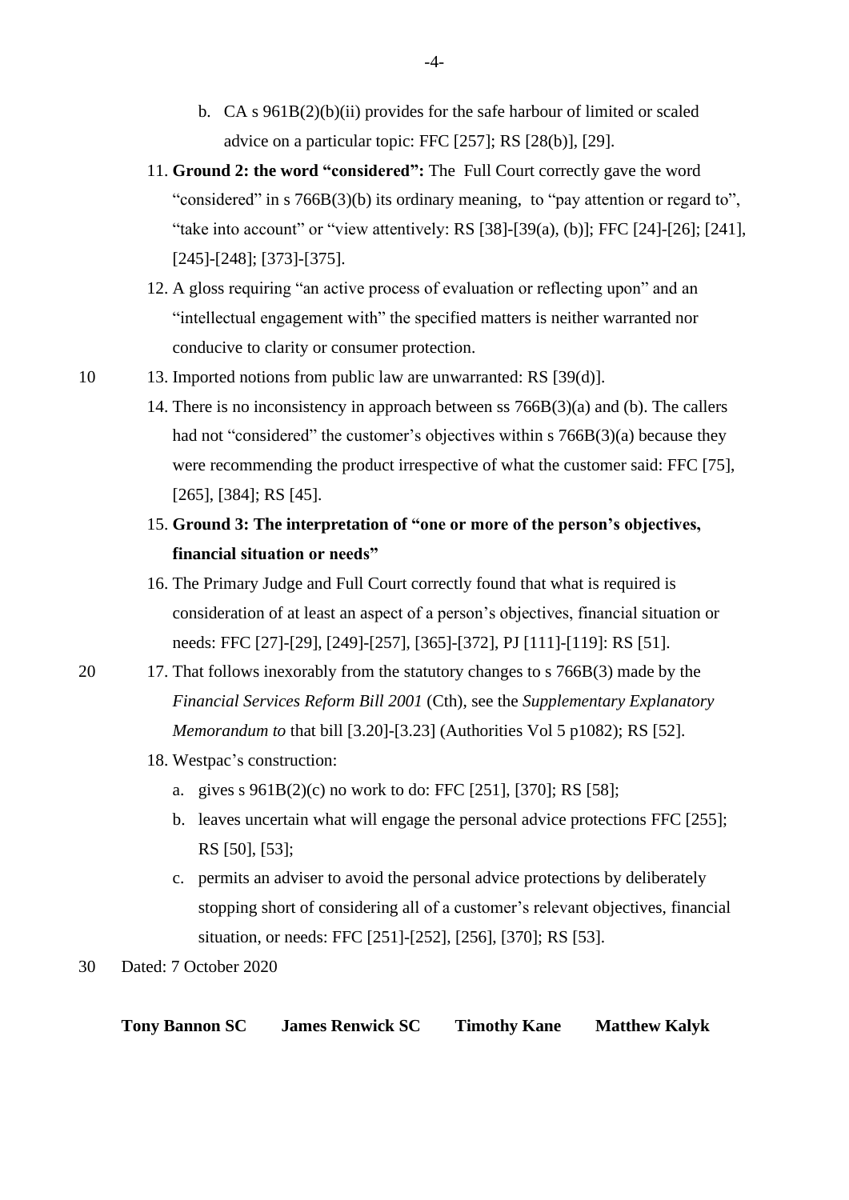b. CA s 961B(2)(b)(ii) provides for the safe harbour of limited or scaled advice on a particular topic: FFC [257]; RS [28(b)], [29].

11. **Ground 2: the word "considered":** The Full Court correctly gave the word "considered" in s 766B(3)(b) its ordinary meaning, to "pay attention or regard to", "take into account" or "view attentively: RS [38]-[39(a), (b)]; FFC [24]-[26]; [241], [245]-[248]; [373]-[375].

12. A gloss requiring "an active process of evaluation or reflecting upon" and an "intellectual engagement with" the specified matters is neither warranted nor conducive to clarity or consumer protection.

13. Imported notions from public law are unwarranted: RS [39(d)].

14. There is no inconsistency in approach between ss 766B(3)(a) and (b). The callers had not "considered" the customer's objectives within s 766B(3)(a) because they were recommending the product irrespective of what the customer said: FFC [75], [265], [384]; RS [45].

15. **Ground 3: The interpretation of "one or more of the person's objectives, financial situation or needs"**

16. The Primary Judge and Full Court correctly found that what is required is consideration of at least an aspect of a person's objectives, financial situation or needs: FFC [27]-[29], [249]-[257], [365]-[372], PJ [111]-[119]: RS [51].

17. That follows inexorably from the statutory changes to s 766B(3) made by the *Financial Services Reform Bill 2001* (Cth), see the *Supplementary Explanatory Memorandum to* that bill [3.20]-[3.23] (Authorities Vol 5 p1082); RS [52].

18. Westpac's construction:

    a. gives s 961B(2)(c) no work to do: FFC [251], [370]; RS [58];

    b. leaves uncertain what will engage the personal advice protections FFC [255]; RS [50], [53];

    c. permits an adviser to avoid the personal advice protections by deliberately stopping short of considering all of a customer's relevant objectives, financial situation, or needs: FFC [251]-[252], [256], [370]; RS [53].

Dated: 7 October 2020

**Tony Bannon SC** **James Renwick SC** **Timothy Kane** **Matthew Kalyk**